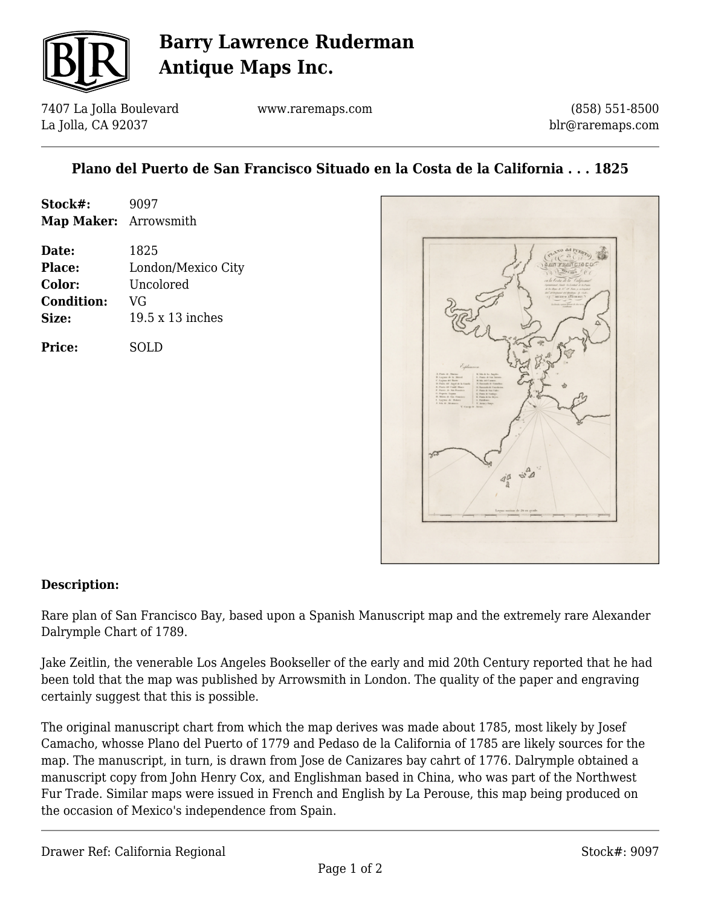# Barry Lawrence Ruderman Antique Maps Inc.

7407 La Jolla Boulevard
La Jolla, CA 92037

www.raremaps.com

(858) 551-8500
blr@raremaps.com

## Plano del Puerto de San Francisco Situado en la Costa de la California . . . 1825

**Stock#:** 9097
**Map Maker:** Arrowsmith

**Date:** 1825
**Place:** London/Mexico City
**Color:** Uncolored
**Condition:** VG
**Size:** 19.5 x 13 inches

**Price:** SOLD

### Description:

Rare plan of San Francisco Bay, based upon a Spanish Manuscript map and the extremely rare Alexander Dalrymple Chart of 1789.

Jake Zeitlin, the venerable Los Angeles Bookseller of the early and mid 20th Century reported that he had been told that the map was published by Arrowsmith in London. The quality of the paper and engraving certainly suggest that this is possible.

The original manuscript chart from which the map derives was made about 1785, most likely by Josef Camacho, whosse Plano del Puerto of 1779 and Pedaso de la California of 1785 are likely sources for the map. The manuscript, in turn, is drawn from Jose de Canizares bay cahrt of 1776. Dalrymple obtained a manuscript copy from John Henry Cox, and Englishman based in China, who was part of the Northwest Fur Trade. Similar maps were issued in French and English by La Perouse, this map being produced on the occasion of Mexico's independence from Spain.

Drawer Ref: California Regional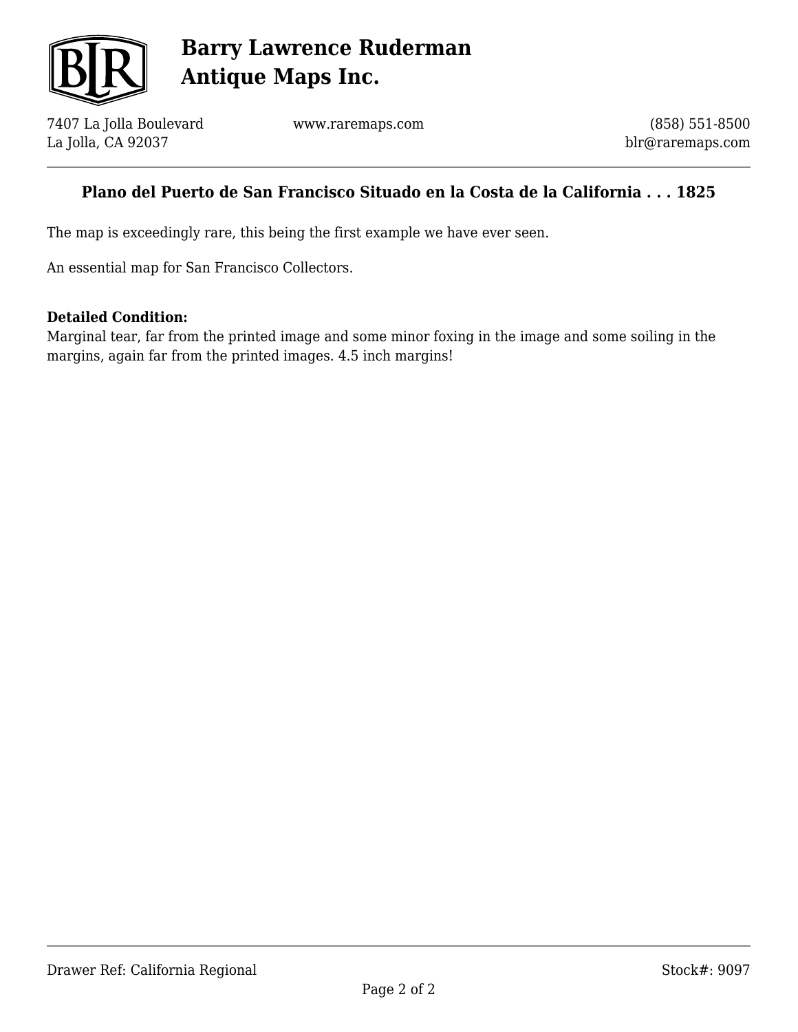## Plano del Puerto de San Francisco Situado en la Costa de la California . . . 1825

The map is exceedingly rare, this being the first example we have ever seen.

An essential map for San Francisco Collectors.

**Detailed Condition:**
Marginal tear, far from the printed image and some minor foxing in the image and some soiling in the margins, again far from the printed images. 4.5 inch margins!